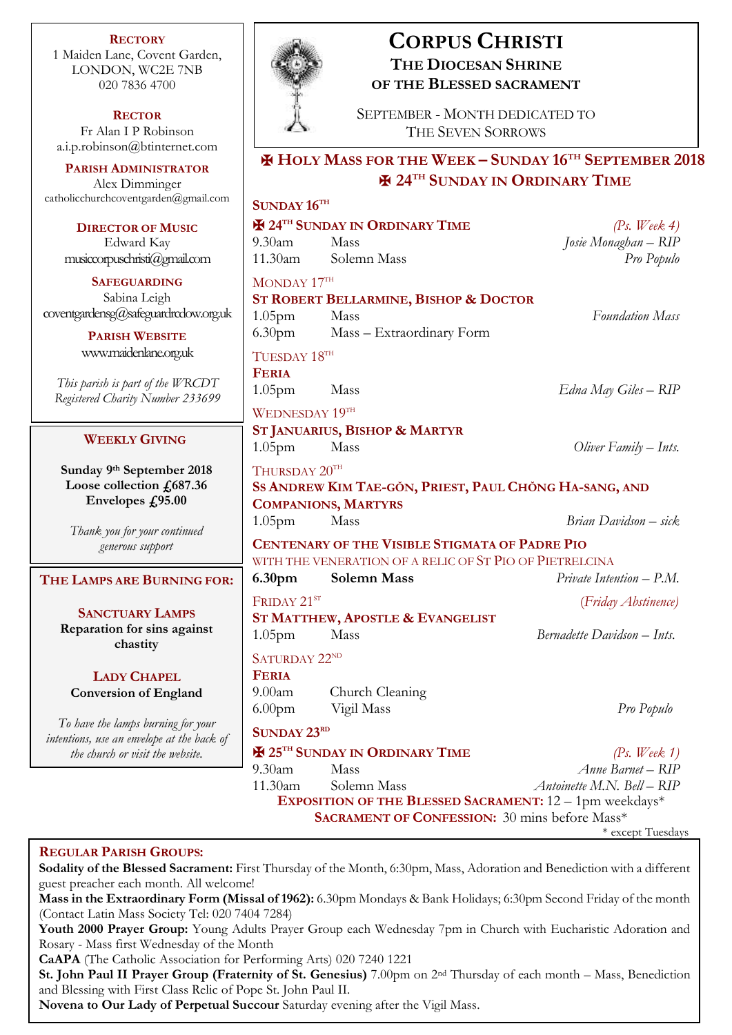# CORPUS CHRISTI

## THE DIOCESAN SHRINE OF THE BLESSED SACRAMENT

SEPTEMBER - MONTH DEDICATED TO THE SEVEN SORROWS

**RECTORY**
1 Maiden Lane, Covent Garden, LONDON, WC2E 7NB
020 7836 4700

**RECTOR**
Fr Alan I P Robinson
a.i.p.robinson@btinternet.com

**PARISH ADMINISTRATOR**
Alex Dimminger
catholicchurchcoventgarden@gmail.com

**DIRECTOR OF MUSIC**
Edward Kay
musiccorpuschristi@gmail.com

**SAFEGUARDING**
Sabina Leigh
coventgardensg@safeguardrcdow.org.uk

**PARISH WEBSITE**
www.maidenlane.org.uk

*This parish is part of the WRCDT Registered Charity Number 233699*

**WEEKLY GIVING**

**Sunday 9th September 2018**
**Loose collection £687.36**
**Envelopes £95.00**

*Thank you for your continued generous support*

**THE LAMPS ARE BURNING FOR:**

**SANCTUARY LAMPS**
**Reparation for sins against chastity**

**LADY CHAPEL**
**Conversion of England**

*To have the lamps burning for your intentions, use an envelope at the back of the church or visit the website.*

## ✠ HOLY MASS FOR THE WEEK – SUNDAY 16TH SEPTEMBER 2018
## ✠ 24TH SUNDAY IN ORDINARY TIME

**SUNDAY 16TH**

**✠ 24TH SUNDAY IN ORDINARY TIME** *(Ps. Week 4)*

| | | |
|---|---|---|
| 9.30am | Mass | *Josie Monaghan – RIP* |
| 11.30am | Solemn Mass | *Pro Populo* |

MONDAY 17TH

**ST ROBERT BELLARMINE, BISHOP & DOCTOR**

| | | |
|---|---|---|
| 1.05pm | Mass | *Foundation Mass* |
| 6.30pm | Mass – Extraordinary Form | |

TUESDAY 18TH

**FERIA**

| | | |
|---|---|---|
| 1.05pm | Mass | *Edna May Giles – RIP* |

WEDNESDAY 19TH

**ST JANUARIUS, BISHOP & MARTYR**

| | | |
|---|---|---|
| 1.05pm | Mass | *Oliver Family – Ints.* |

THURSDAY 20TH

**SS ANDREW KIM TAE-GŎN, PRIEST, PAUL CHŎNG HA-SANG, AND COMPANIONS, MARTYRS**

| | | |
|---|---|---|
| 1.05pm | Mass | *Brian Davidson – sick* |

**CENTENARY OF THE VISIBLE STIGMATA OF PADRE PIO**
WITH THE VENERATION OF A RELIC OF ST PIO OF PIETRELCINA

| | | |
|---|---|---|
| **6.30pm** | **Solemn Mass** | *Private Intention – P.M.* |

FRIDAY 21ST *(Friday Abstinence)*

**ST MATTHEW, APOSTLE & EVANGELIST**

| | | |
|---|---|---|
| 1.05pm | Mass | *Bernadette Davidson – Ints.* |

SATURDAY 22ND

**FERIA**

| | | |
|---|---|---|
| 9.00am | Church Cleaning | |
| 6.00pm | Vigil Mass | *Pro Populo* |

**SUNDAY 23RD**

**✠ 25TH SUNDAY IN ORDINARY TIME** *(Ps. Week 1)*

| | | |
|---|---|---|
| 9.30am | Mass | *Anne Barnet – RIP* |
| 11.30am | Solemn Mass | *Antoinette M.N. Bell – RIP* |

**EXPOSITION OF THE BLESSED SACRAMENT:** 12 – 1pm weekdays*
**SACRAMENT OF CONFESSION:** 30 mins before Mass*
\* except Tuesdays

**REGULAR PARISH GROUPS:**

**Sodality of the Blessed Sacrament:** First Thursday of the Month, 6:30pm, Mass, Adoration and Benediction with a different guest preacher each month. All welcome!

**Mass in the Extraordinary Form (Missal of 1962):** 6.30pm Mondays & Bank Holidays; 6:30pm Second Friday of the month (Contact Latin Mass Society Tel: 020 7404 7284)

**Youth 2000 Prayer Group:** Young Adults Prayer Group each Wednesday 7pm in Church with Eucharistic Adoration and Rosary - Mass first Wednesday of the Month

**CaAPA** (The Catholic Association for Performing Arts) 020 7240 1221

**St. John Paul II Prayer Group (Fraternity of St. Genesius)** 7.00pm on 2nd Thursday of each month – Mass, Benediction and Blessing with First Class Relic of Pope St. John Paul II.

**Novena to Our Lady of Perpetual Succour** Saturday evening after the Vigil Mass.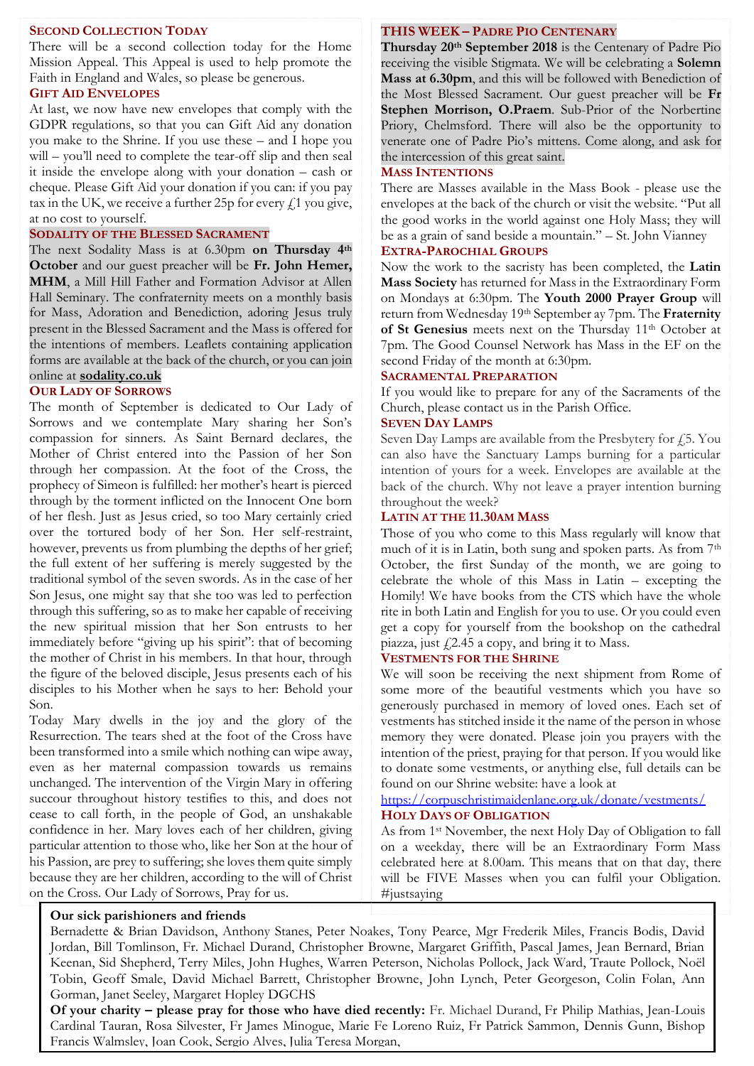## Second Collection Today

There will be a second collection today for the Home Mission Appeal. This Appeal is used to help promote the Faith in England and Wales, so please be generous.

## Gift Aid Envelopes

At last, we now have new envelopes that comply with the GDPR regulations, so that you can Gift Aid any donation you make to the Shrine. If you use these – and I hope you will – you'll need to complete the tear-off slip and then seal it inside the envelope along with your donation – cash or cheque. Please Gift Aid your donation if you can: if you pay tax in the UK, we receive a further 25p for every £1 you give, at no cost to yourself.

## Sodality of the Blessed Sacrament

The next Sodality Mass is at 6.30pm **on Thursday 4th October** and our guest preacher will be **Fr. John Hemer, MHM**, a Mill Hill Father and Formation Advisor at Allen Hall Seminary. The confraternity meets on a monthly basis for Mass, Adoration and Benediction, adoring Jesus truly present in the Blessed Sacrament and the Mass is offered for the intentions of members. Leaflets containing application forms are available at the back of the church, or you can join online at **sodality.co.uk**

## Our Lady of Sorrows

The month of September is dedicated to Our Lady of Sorrows and we contemplate Mary sharing her Son's compassion for sinners. As Saint Bernard declares, the Mother of Christ entered into the Passion of her Son through her compassion. At the foot of the Cross, the prophecy of Simeon is fulfilled: her mother's heart is pierced through by the torment inflicted on the Innocent One born of her flesh. Just as Jesus cried, so too Mary certainly cried over the tortured body of her Son. Her self-restraint, however, prevents us from plumbing the depths of her grief; the full extent of her suffering is merely suggested by the traditional symbol of the seven swords. As in the case of her Son Jesus, one might say that she too was led to perfection through this suffering, so as to make her capable of receiving the new spiritual mission that her Son entrusts to her immediately before "giving up his spirit": that of becoming the mother of Christ in his members. In that hour, through the figure of the beloved disciple, Jesus presents each of his disciples to his Mother when he says to her: Behold your Son.

Today Mary dwells in the joy and the glory of the Resurrection. The tears shed at the foot of the Cross have been transformed into a smile which nothing can wipe away, even as her maternal compassion towards us remains unchanged. The intervention of the Virgin Mary in offering succour throughout history testifies to this, and does not cease to call forth, in the people of God, an unshakable confidence in her. Mary loves each of her children, giving particular attention to those who, like her Son at the hour of his Passion, are prey to suffering; she loves them quite simply because they are her children, according to the will of Christ on the Cross. Our Lady of Sorrows, Pray for us.

## This Week – Padre Pio Centenary

**Thursday 20th September 2018** is the Centenary of Padre Pio receiving the visible Stigmata. We will be celebrating a **Solemn Mass at 6.30pm**, and this will be followed with Benediction of the Most Blessed Sacrament. Our guest preacher will be **Fr Stephen Morrison, O.Praem**. Sub-Prior of the Norbertine Priory, Chelmsford. There will also be the opportunity to venerate one of Padre Pio's mittens. Come along, and ask for the intercession of this great saint.

## Mass Intentions

There are Masses available in the Mass Book - please use the envelopes at the back of the church or visit the website. "Put all the good works in the world against one Holy Mass; they will be as a grain of sand beside a mountain." – St. John Vianney

## Extra-Parochial Groups

Now the work to the sacristy has been completed, the **Latin Mass Society** has returned for Mass in the Extraordinary Form on Mondays at 6:30pm. The **Youth 2000 Prayer Group** will return from Wednesday 19th September ay 7pm. The **Fraternity of St Genesius** meets next on the Thursday 11th October at 7pm. The Good Counsel Network has Mass in the EF on the second Friday of the month at 6:30pm.

## Sacramental Preparation

If you would like to prepare for any of the Sacraments of the Church, please contact us in the Parish Office.

## Seven Day Lamps

Seven Day Lamps are available from the Presbytery for £5. You can also have the Sanctuary Lamps burning for a particular intention of yours for a week. Envelopes are available at the back of the church. Why not leave a prayer intention burning throughout the week?

## Latin at the 11.30am Mass

Those of you who come to this Mass regularly will know that much of it is in Latin, both sung and spoken parts. As from 7th October, the first Sunday of the month, we are going to celebrate the whole of this Mass in Latin – excepting the Homily! We have books from the CTS which have the whole rite in both Latin and English for you to use. Or you could even get a copy for yourself from the bookshop on the cathedral piazza, just £2.45 a copy, and bring it to Mass.

## Vestments for the Shrine

We will soon be receiving the next shipment from Rome of some more of the beautiful vestments which you have so generously purchased in memory of loved ones. Each set of vestments has stitched inside it the name of the person in whose memory they were donated. Please join you prayers with the intention of the priest, praying for that person. If you would like to donate some vestments, or anything else, full details can be found on our Shrine website: have a look at https://corpuschristimaidenlane.org.uk/donate/vestments/

## Holy Days of Obligation

As from 1st November, the next Holy Day of Obligation to fall on a weekday, there will be an Extraordinary Form Mass celebrated here at 8.00am. This means that on that day, there will be FIVE Masses when you can fulfil your Obligation. #justsaying

**Our sick parishioners and friends**

Bernadette & Brian Davidson, Anthony Stanes, Peter Noakes, Tony Pearce, Mgr Frederik Miles, Francis Bodis, David Jordan, Bill Tomlinson, Fr. Michael Durand, Christopher Browne, Margaret Griffith, Pascal James, Jean Bernard, Brian Keenan, Sid Shepherd, Terry Miles, John Hughes, Warren Peterson, Nicholas Pollock, Jack Ward, Traute Pollock, Noël Tobin, Geoff Smale, David Michael Barrett, Christopher Browne, John Lynch, Peter Georgeson, Colin Folan, Ann Gorman, Janet Seeley, Margaret Hopley DGCHS

**Of your charity – please pray for those who have died recently:** Fr. Michael Durand, Fr Philip Mathias, Jean-Louis Cardinal Tauran, Rosa Silvester, Fr James Minogue, Marie Fe Loreno Ruiz, Fr Patrick Sammon, Dennis Gunn, Bishop Francis Walmsley, Joan Cook, Sergio Alves, Julia Teresa Morgan,